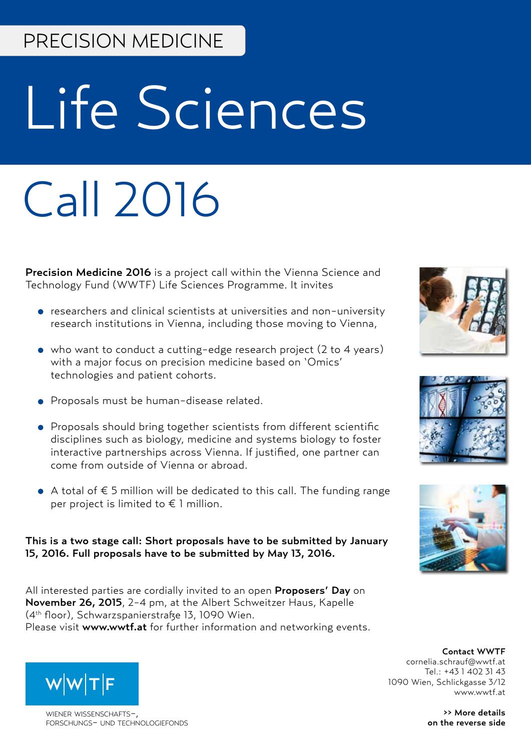PRECISION MEDICINE

# Life Sciences

# Call 2016

**Precision Medicine 2016** is a project call within the Vienna Science and Technology Fund (WWTF) Life Sciences Programme. It invites

- researchers and clinical scientists at universities and non-university research institutions in Vienna, including those moving to Vienna,
- who want to conduct a cutting-edge research project (2 to 4 years) with a major focus on precision medicine based on 'Omics' technologies and patient cohorts.
- Proposals must be human-disease related.
- Proposals should bring together scientists from different scientific disciplines such as biology, medicine and systems biology to foster interactive partnerships across Vienna. If justified, one partner can come from outside of Vienna or abroad.
- A total of € 5 million will be dedicated to this call. The funding range per project is limited to € 1 million.

**This is a two stage call: Short proposals have to be submitted by January 15, 2016. Full proposals have to be submitted by May 13, 2016.**

All interested parties are cordially invited to an open **Proposers' Day** on **November 26, 2015**, 2-4 pm, at the Albert Schweitzer Haus, Kapelle (4th floor), Schwarzspanierstraße 13, 1090 Wien.
Please visit **www.wwtf.at** for further information and networking events.

W|W|T|F

WIENER WISSENSCHAFTS-, FORSCHUNGS- UND TECHNOLOGIEFONDS

**Contact WWTF**
cornelia.schrauf@wwtf.at
Tel.: +43 1 402 31 43
1090 Wien, Schlickgasse 3/12
www.wwtf.at

**>> More details on the reverse side**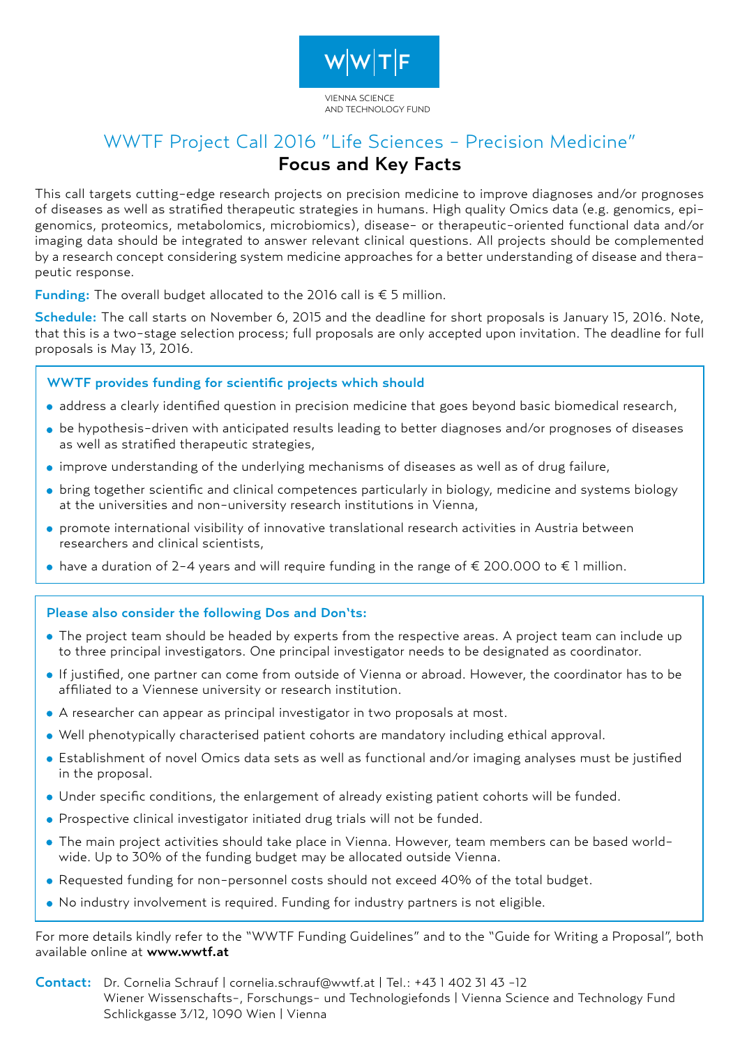W|W|T|F

VIENNA SCIENCE
AND TECHNOLOGY FUND

# WWTF Project Call 2016 "Life Sciences – Precision Medicine"

## Focus and Key Facts

This call targets cutting-edge research projects on precision medicine to improve diagnoses and/or prognoses of diseases as well as stratified therapeutic strategies in humans. High quality Omics data (e.g. genomics, epigenomics, proteomics, metabolomics, microbiomics), disease- or therapeutic-oriented functional data and/or imaging data should be integrated to answer relevant clinical questions. All projects should be complemented by a research concept considering system medicine approaches for a better understanding of disease and therapeutic response.

**Funding:** The overall budget allocated to the 2016 call is € 5 million.

**Schedule:** The call starts on November 6, 2015 and the deadline for short proposals is January 15, 2016. Note, that this is a two-stage selection process; full proposals are only accepted upon invitation. The deadline for full proposals is May 13, 2016.

**WWTF provides funding for scientific projects which should**

- address a clearly identified question in precision medicine that goes beyond basic biomedical research,
- be hypothesis-driven with anticipated results leading to better diagnoses and/or prognoses of diseases as well as stratified therapeutic strategies,
- improve understanding of the underlying mechanisms of diseases as well as of drug failure,
- bring together scientific and clinical competences particularly in biology, medicine and systems biology at the universities and non-university research institutions in Vienna,
- promote international visibility of innovative translational research activities in Austria between researchers and clinical scientists,
- have a duration of 2-4 years and will require funding in the range of € 200.000 to € 1 million.

**Please also consider the following Dos and Don'ts:**

- The project team should be headed by experts from the respective areas. A project team can include up to three principal investigators. One principal investigator needs to be designated as coordinator.
- If justified, one partner can come from outside of Vienna or abroad. However, the coordinator has to be affiliated to a Viennese university or research institution.
- A researcher can appear as principal investigator in two proposals at most.
- Well phenotypically characterised patient cohorts are mandatory including ethical approval.
- Establishment of novel Omics data sets as well as functional and/or imaging analyses must be justified in the proposal.
- Under specific conditions, the enlargement of already existing patient cohorts will be funded.
- Prospective clinical investigator initiated drug trials will not be funded.
- The main project activities should take place in Vienna. However, team members can be based worldwide. Up to 30% of the funding budget may be allocated outside Vienna.
- Requested funding for non-personnel costs should not exceed 40% of the total budget.
- No industry involvement is required. Funding for industry partners is not eligible.

For more details kindly refer to the "WWTF Funding Guidelines" and to the "Guide for Writing a Proposal", both available online at **www.wwtf.at**

**Contact:** Dr. Cornelia Schrauf | cornelia.schrauf@wwtf.at | Tel.: +43 1 402 31 43 -12
Wiener Wissenschafts-, Forschungs- und Technologiefonds | Vienna Science and Technology Fund
Schlickgasse 3/12, 1090 Wien | Vienna